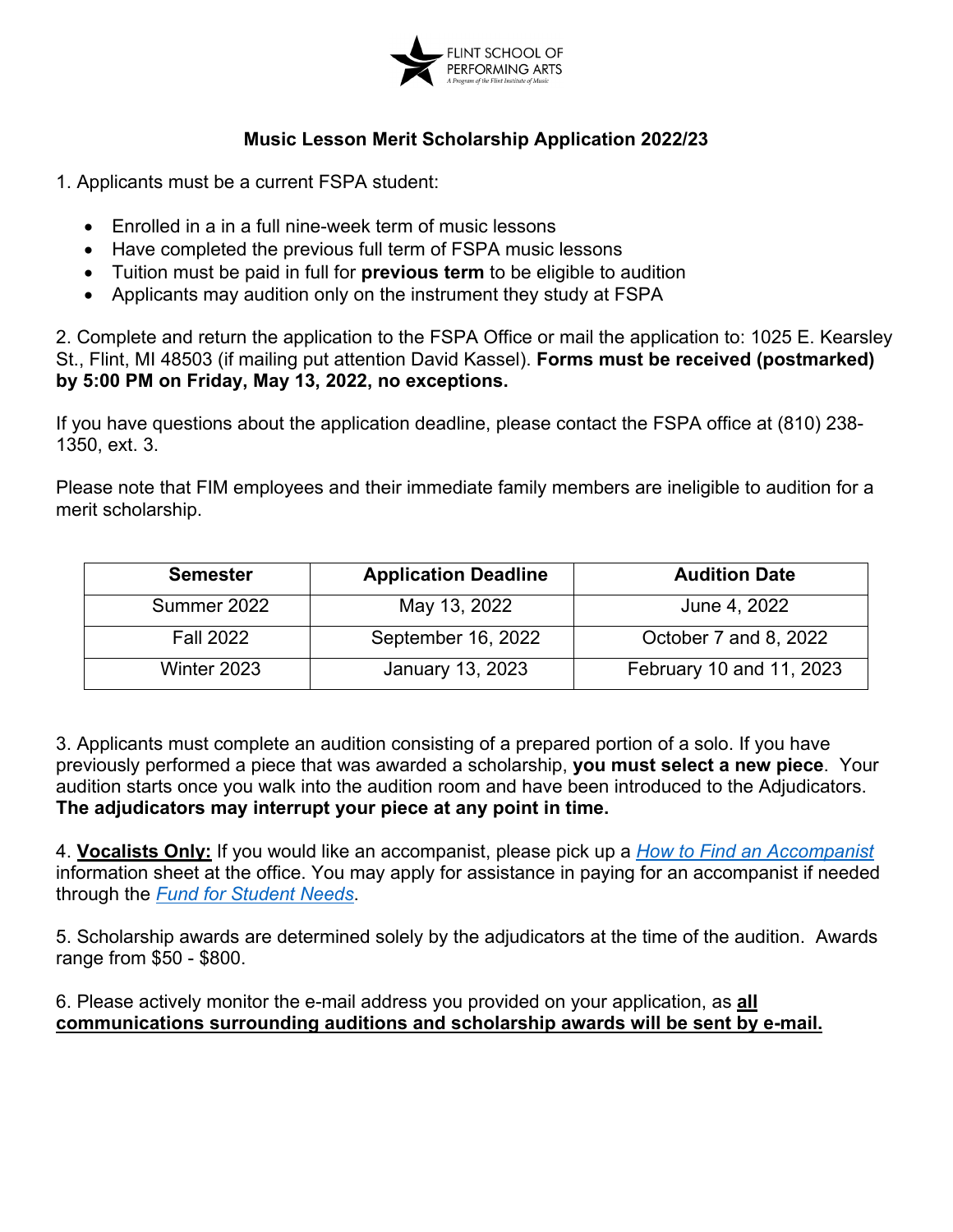FLINT SCHOOL OF PERFORMING ARTS
*A Program of the Flint Institute of Music*

## Music Lesson Merit Scholarship Application 2022/23

1. Applicants must be a current FSPA student:

- Enrolled in a in a full nine-week term of music lessons
- Have completed the previous full term of FSPA music lessons
- Tuition must be paid in full for **previous term** to be eligible to audition
- Applicants may audition only on the instrument they study at FSPA

2. Complete and return the application to the FSPA Office or mail the application to: 1025 E. Kearsley St., Flint, MI 48503 (if mailing put attention David Kassel). **Forms must be received (postmarked) by 5:00 PM on Friday, May 13, 2022, no exceptions.**

If you have questions about the application deadline, please contact the FSPA office at (810) 238-1350, ext. 3.

Please note that FIM employees and their immediate family members are ineligible to audition for a merit scholarship.

| Semester | Application Deadline | Audition Date |
| --- | --- | --- |
| Summer 2022 | May 13, 2022 | June 4, 2022 |
| Fall 2022 | September 16, 2022 | October 7 and 8, 2022 |
| Winter 2023 | January 13, 2023 | February 10 and 11, 2023 |

3. Applicants must complete an audition consisting of a prepared portion of a solo. If you have previously performed a piece that was awarded a scholarship, **you must select a new piece**. Your audition starts once you walk into the audition room and have been introduced to the Adjudicators. **The adjudicators may interrupt your piece at any point in time.**

4. **Vocalists Only:** If you would like an accompanist, please pick up a *How to Find an Accompanist* information sheet at the office. You may apply for assistance in paying for an accompanist if needed through the *Fund for Student Needs*.

5. Scholarship awards are determined solely by the adjudicators at the time of the audition. Awards range from $50 - $800.

6. Please actively monitor the e-mail address you provided on your application, as **all communications surrounding auditions and scholarship awards will be sent by e-mail.**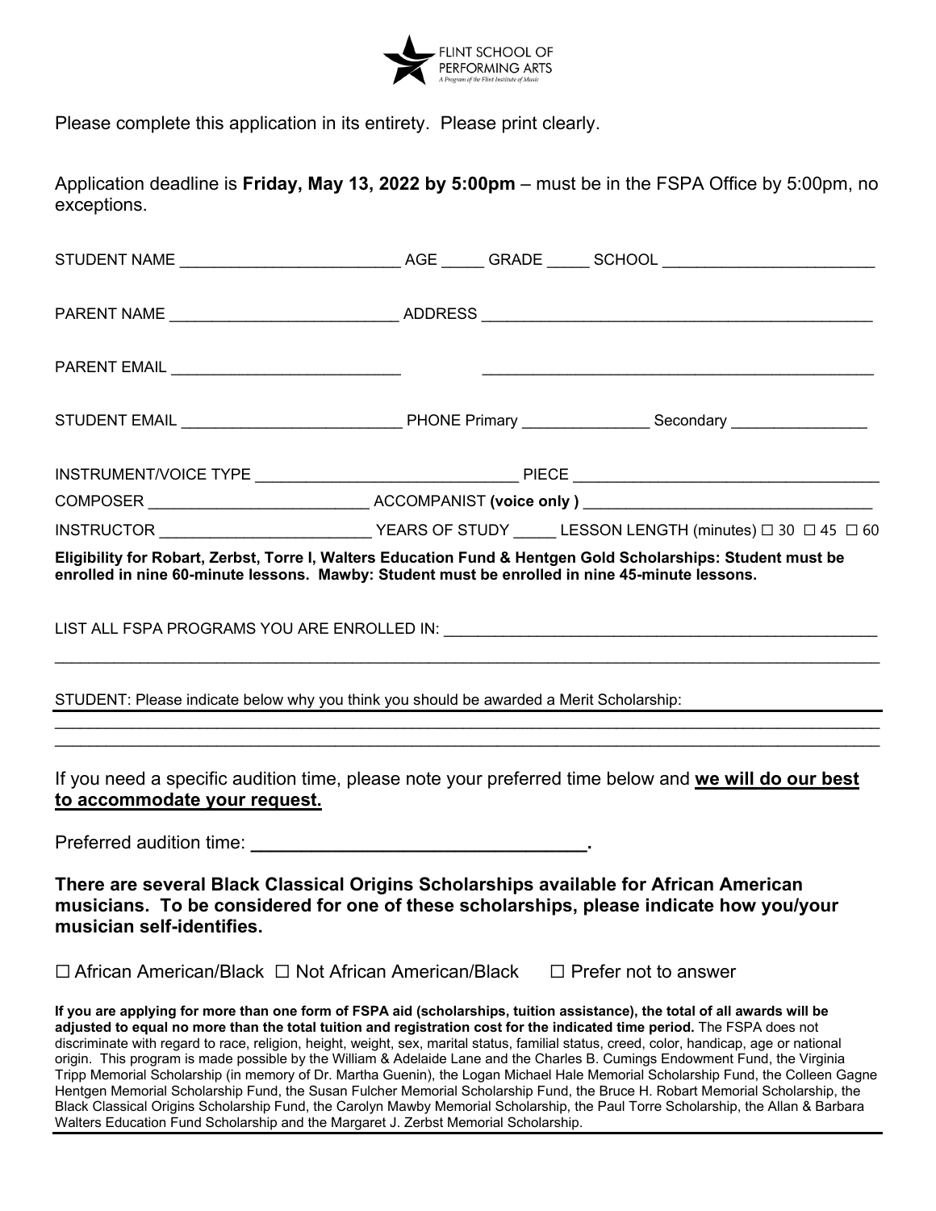FLINT SCHOOL OF PERFORMING ARTS
*A Program of the Flint Institute of Music*

Please complete this application in its entirety. Please print clearly.

Application deadline is **Friday, May 13, 2022 by 5:00pm** – must be in the FSPA Office by 5:00pm, no exceptions.

STUDENT NAME __________________________ AGE _____ GRADE _____ SCHOOL _________________________

PARENT NAME ___________________________ ADDRESS _______________________________________________

PARENT EMAIL ___________________________ _______________________________________________

STUDENT EMAIL __________________________ PHONE Primary _______________ Secondary ________________

INSTRUMENT/VOICE TYPE _______________________________ PIECE ___________________________________

COMPOSER __________________________ ACCOMPANIST **(voice only )** __________________________________

INSTRUCTOR _________________________ YEARS OF STUDY _____ LESSON LENGTH (minutes) ☐ 30 ☐ 45 ☐ 60

**Eligibility for Robart, Zerbst, Torre I, Walters Education Fund & Hentgen Gold Scholarships: Student must be enrolled in nine 60-minute lessons. Mawby: Student must be enrolled in nine 45-minute lessons.**

LIST ALL FSPA PROGRAMS YOU ARE ENROLLED IN: ____________________________________________________

_____________________________________________________________________________________________

STUDENT: Please indicate below why you think you should be awarded a Merit Scholarship:

_____________________________________________________________________________________________

_____________________________________________________________________________________________

If you need a specific audition time, please note your preferred time below and **<u>we will do our best to accommodate your request.</u>**

Preferred audition time: **__________________________________.**

**There are several Black Classical Origins Scholarships available for African American musicians. To be considered for one of these scholarships, please indicate how you/your musician self-identifies.**

☐ African American/Black ☐ Not African American/Black ☐ Prefer not to answer

**If you are applying for more than one form of FSPA aid (scholarships, tuition assistance), the total of all awards will be adjusted to equal no more than the total tuition and registration cost for the indicated time period.** The FSPA does not discriminate with regard to race, religion, height, weight, sex, marital status, familial status, creed, color, handicap, age or national origin. This program is made possible by the William & Adelaide Lane and the Charles B. Cumings Endowment Fund, the Virginia Tripp Memorial Scholarship (in memory of Dr. Martha Guenin), the Logan Michael Hale Memorial Scholarship Fund, the Colleen Gagne Hentgen Memorial Scholarship Fund, the Susan Fulcher Memorial Scholarship Fund, the Bruce H. Robart Memorial Scholarship, the Black Classical Origins Scholarship Fund, the Carolyn Mawby Memorial Scholarship, the Paul Torre Scholarship, the Allan & Barbara Walters Education Fund Scholarship and the Margaret J. Zerbst Memorial Scholarship.